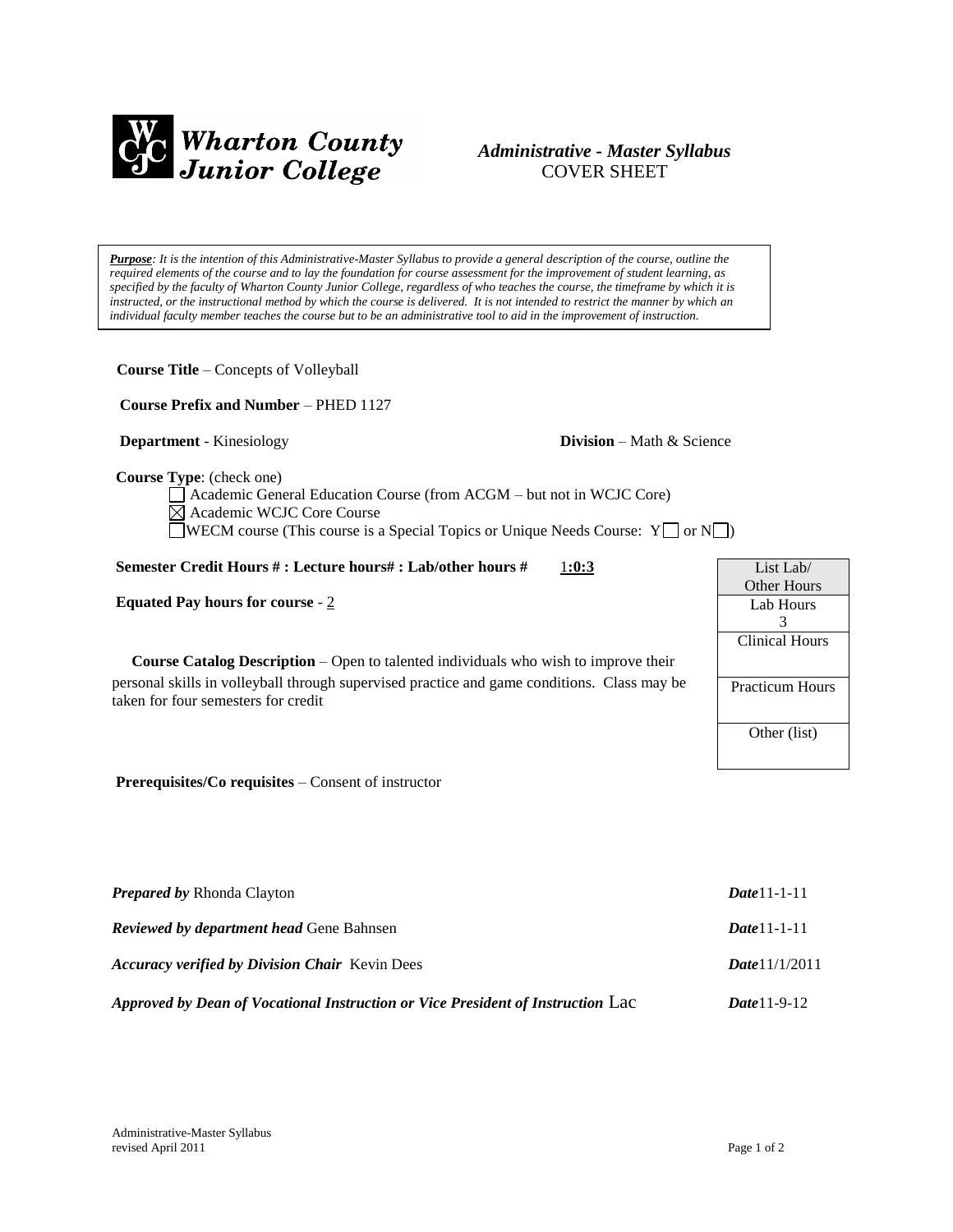**Wharton County Junior College**

***Administrative - Master Syllabus***
COVER SHEET

***Purpose**: It is the intention of this Administrative-Master Syllabus to provide a general description of the course, outline the required elements of the course and to lay the foundation for course assessment for the improvement of student learning, as specified by the faculty of Wharton County Junior College, regardless of who teaches the course, the timeframe by which it is instructed, or the instructional method by which the course is delivered. It is not intended to restrict the manner by which an individual faculty member teaches the course but to be an administrative tool to aid in the improvement of instruction.*

**Course Title** – Concepts of Volleyball

**Course Prefix and Number** – PHED 1127

**Department** - Kinesiology

**Division** – Math & Science

**Course Type**: (check one)

- ☐ Academic General Education Course (from ACGM – but not in WCJC Core)
- ☒ Academic WCJC Core Course
- ☐ WECM course (This course is a Special Topics or Unique Needs Course: Y☐ or N☐)

**Semester Credit Hours # : Lecture hours# : Lab/other hours #** 1**:0:3**

**Equated Pay hours for course** - 2

| List Lab/ Other Hours |
|---|
| Lab Hours 3 |
| Clinical Hours |
| Practicum Hours |
| Other (list) |

**Course Catalog Description** – Open to talented individuals who wish to improve their personal skills in volleyball through supervised practice and game conditions. Class may be taken for four semesters for credit

**Prerequisites/Co requisites** – Consent of instructor

***Prepared by*** Rhonda Clayton ***Date*** 11-1-11

***Reviewed by department head*** Gene Bahnsen ***Date*** 11-1-11

***Accuracy verified by Division Chair*** Kevin Dees ***Date*** 11/1/2011

***Approved by Dean of Vocational Instruction or Vice President of Instruction*** Lac ***Date*** 11-9-12

Administrative-Master Syllabus
revised April 2011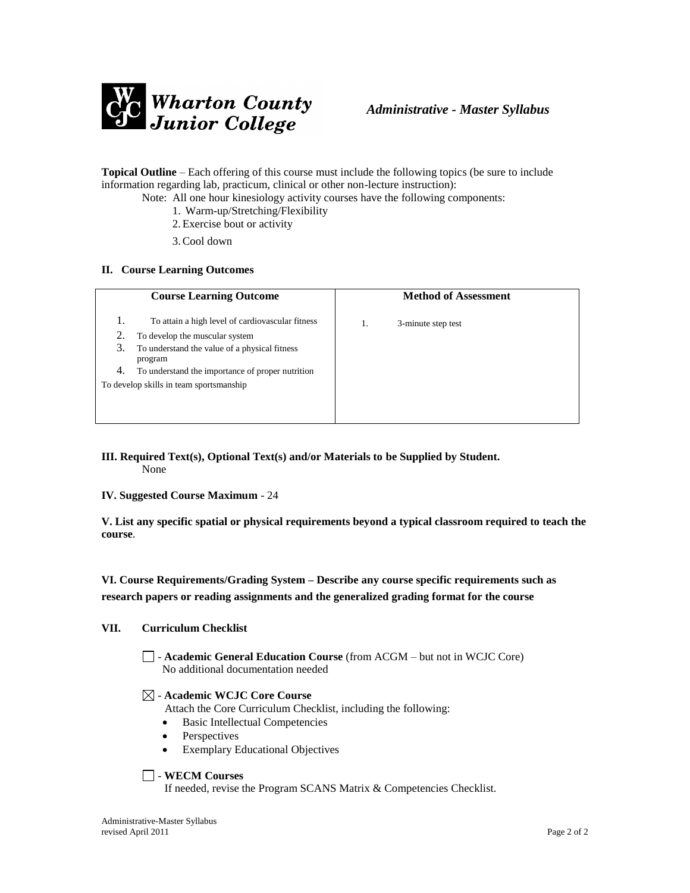Wharton County Junior College

*Administrative - Master Syllabus*

**Topical Outline** – Each offering of this course must include the following topics (be sure to include information regarding lab, practicum, clinical or other non-lecture instruction):

Note: All one hour kinesiology activity courses have the following components:

1. Warm-up/Stretching/Flexibility
2. Exercise bout or activity
3. Cool down

## II. Course Learning Outcomes

| Course Learning Outcome | Method of Assessment |
|---|---|
| 1. To attain a high level of cardiovascular fitness<br>2. To develop the muscular system<br>3. To understand the value of a physical fitness program<br>4. To understand the importance of proper nutrition<br>To develop skills in team sportsmanship | 1. 3-minute step test |

## III. Required Text(s), Optional Text(s) and/or Materials to be Supplied by Student.

None

## IV. Suggested Course Maximum - 24

## V. List any specific spatial or physical requirements beyond a typical classroom required to teach the course.

## VI. Course Requirements/Grading System – Describe any course specific requirements such as research papers or reading assignments and the generalized grading format for the course

## VII. Curriculum Checklist

☐ - **Academic General Education Course** (from ACGM – but not in WCJC Core)
No additional documentation needed

☒ - **Academic WCJC Core Course**
Attach the Core Curriculum Checklist, including the following:

- Basic Intellectual Competencies
- Perspectives
- Exemplary Educational Objectives

☐ - **WECM Courses**
If needed, revise the Program SCANS Matrix & Competencies Checklist.

Administrative-Master Syllabus
revised April 2011